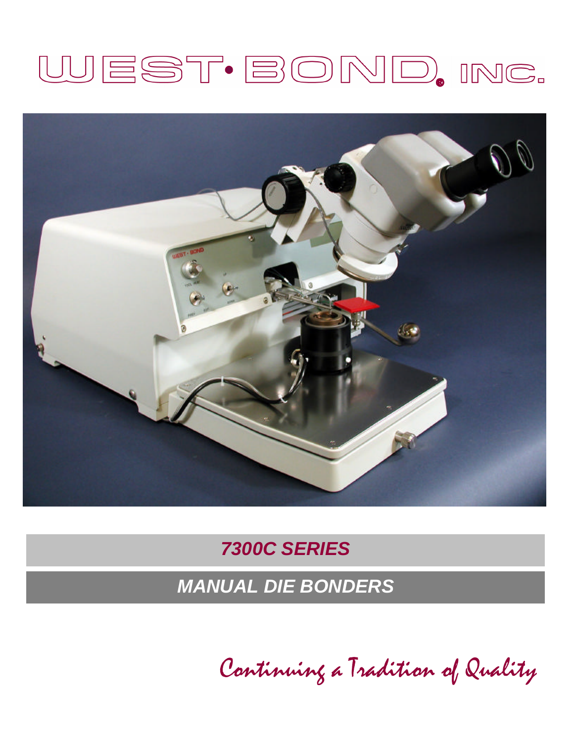# WEST·BOND, INC.

## *7300C SERIES*

## *MANUAL DIE BONDERS*

*Continuing a Tradition of Quality*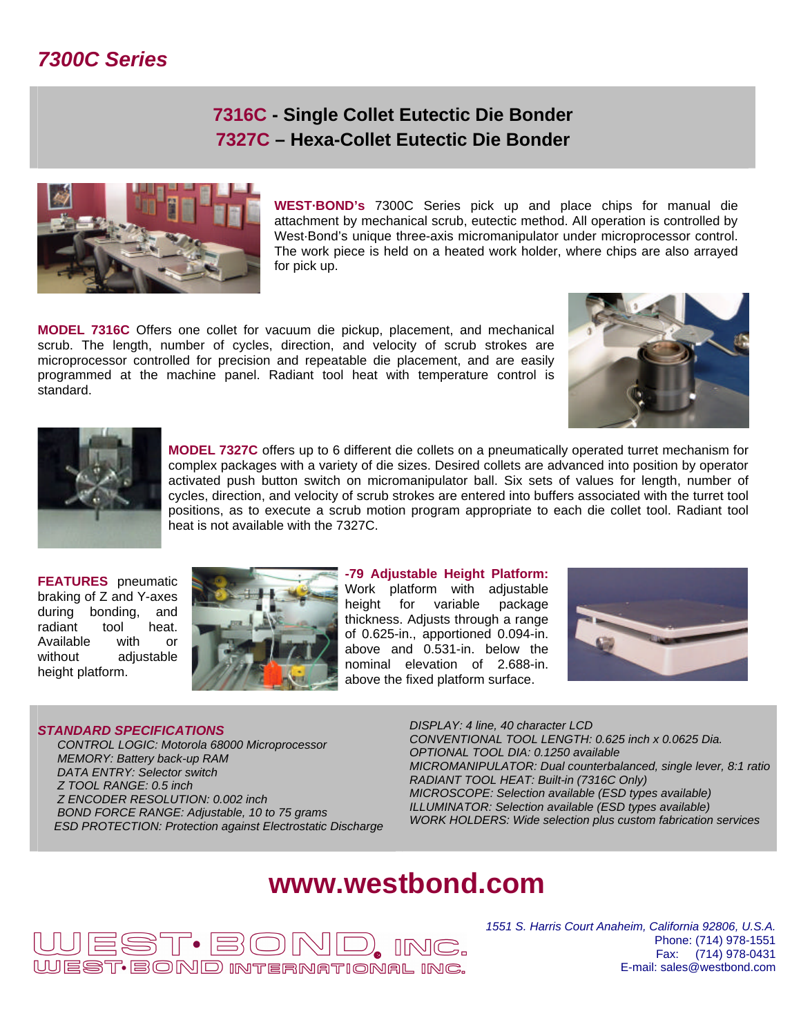# 7300C Series

## 7316C - Single Collet Eutectic Die Bonder
## 7327C – Hexa-Collet Eutectic Die Bonder

**WEST·BOND's** 7300C Series pick up and place chips for manual die attachment by mechanical scrub, eutectic method. All operation is controlled by West·Bond's unique three-axis micromanipulator under microprocessor control. The work piece is held on a heated work holder, where chips are also arrayed for pick up.

**MODEL 7316C** Offers one collet for vacuum die pickup, placement, and mechanical scrub. The length, number of cycles, direction, and velocity of scrub strokes are microprocessor controlled for precision and repeatable die placement, and are easily programmed at the machine panel. Radiant tool heat with temperature control is standard.

**MODEL 7327C** offers up to 6 different die collets on a pneumatically operated turret mechanism for complex packages with a variety of die sizes. Desired collets are advanced into position by operator activated push button switch on micromanipulator ball. Six sets of values for length, number of cycles, direction, and velocity of scrub strokes are entered into buffers associated with the turret tool positions, as to execute a scrub motion program appropriate to each die collet tool. Radiant tool heat is not available with the 7327C.

**FEATURES** pneumatic braking of Z and Y-axes during bonding, and radiant tool heat. Available with or without adjustable height platform.

**-79 Adjustable Height Platform:** Work platform with adjustable height for variable package thickness. Adjusts through a range of 0.625-in., apportioned 0.094-in. above and 0.531-in. below the nominal elevation of 2.688-in. above the fixed platform surface.

***STANDARD SPECIFICATIONS***

*CONTROL LOGIC: Motorola 68000 Microprocessor*
*MEMORY: Battery back-up RAM*
*DATA ENTRY: Selector switch*
*Z TOOL RANGE: 0.5 inch*
*Z ENCODER RESOLUTION: 0.002 inch*
*BOND FORCE RANGE: Adjustable, 10 to 75 grams*
*ESD PROTECTION: Protection against Electrostatic Discharge*
*DISPLAY: 4 line, 40 character LCD*
*CONVENTIONAL TOOL LENGTH: 0.625 inch x 0.0625 Dia.*
*OPTIONAL TOOL DIA: 0.1250 available*
*MICROMANIPULATOR: Dual counterbalanced, single lever, 8:1 ratio*
*RADIANT TOOL HEAT: Built-in (7316C Only)*
*MICROSCOPE: Selection available (ESD types available)*
*ILLUMINATOR: Selection available (ESD types available)*
*WORK HOLDERS: Wide selection plus custom fabrication services*

## www.westbond.com

WEST·BOND, INC.
WEST·BOND INTERNATIONAL INC.

*1551 S. Harris Court Anaheim, California 92806, U.S.A.*
Phone: (714) 978-1551
Fax: (714) 978-0431
E-mail: sales@westbond.com